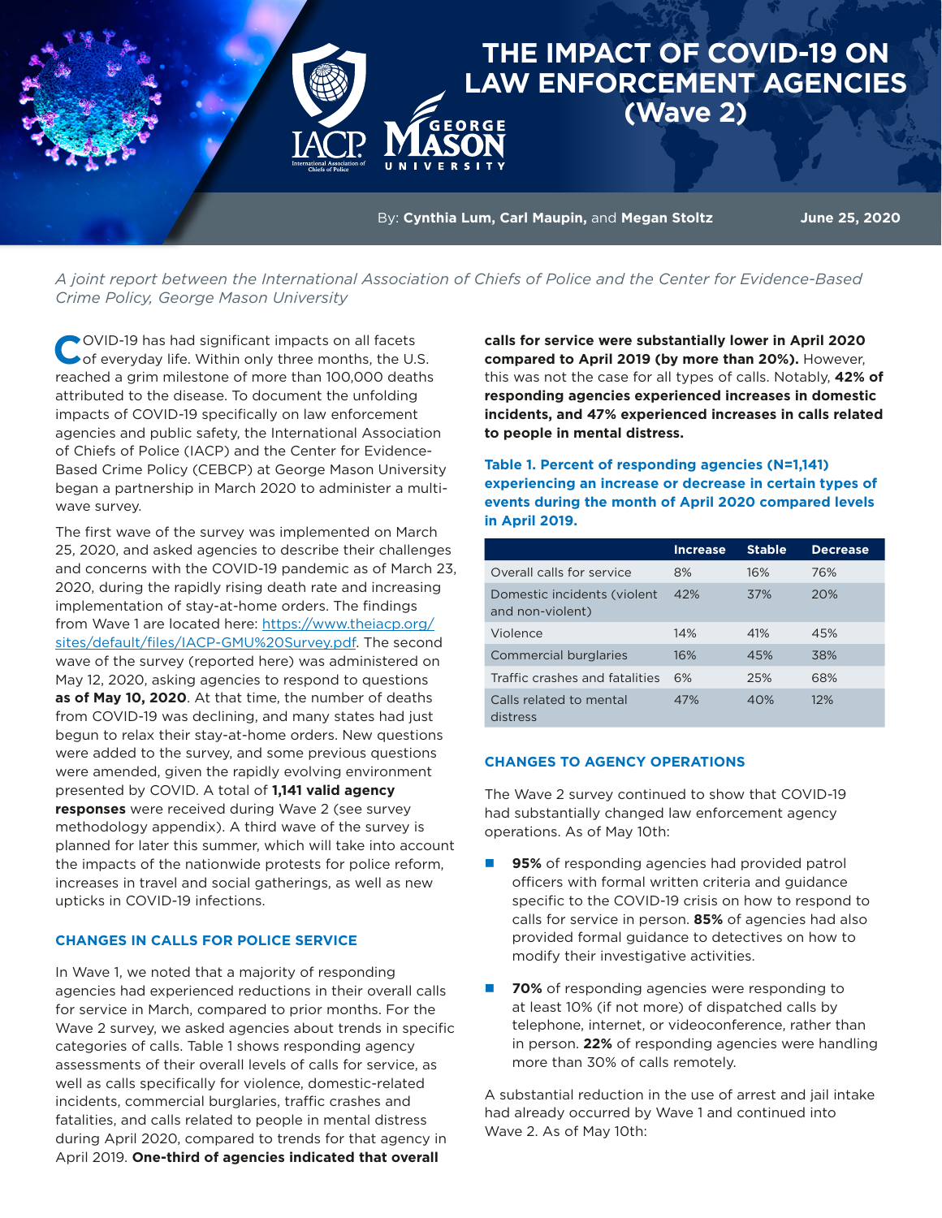# THE IMPACT OF COVID-19 ON LAW ENFORCEMENT AGENCIES (Wave 2)

By: **Cynthia Lum, Carl Maupin,** and **Megan Stoltz**

**June 25, 2020**

*A joint report between the International Association of Chiefs of Police and the Center for Evidence-Based Crime Policy, George Mason University*

COVID-19 has had significant impacts on all facets of everyday life. Within only three months, the U.S. reached a grim milestone of more than 100,000 deaths attributed to the disease. To document the unfolding impacts of COVID-19 specifically on law enforcement agencies and public safety, the International Association of Chiefs of Police (IACP) and the Center for Evidence-Based Crime Policy (CEBCP) at George Mason University began a partnership in March 2020 to administer a multi-wave survey.

The first wave of the survey was implemented on March 25, 2020, and asked agencies to describe their challenges and concerns with the COVID-19 pandemic as of March 23, 2020, during the rapidly rising death rate and increasing implementation of stay-at-home orders. The findings from Wave 1 are located here: https://www.theiacp.org/sites/default/files/IACP-GMU%20Survey.pdf. The second wave of the survey (reported here) was administered on May 12, 2020, asking agencies to respond to questions **as of May 10, 2020**. At that time, the number of deaths from COVID-19 was declining, and many states had just begun to relax their stay-at-home orders. New questions were added to the survey, and some previous questions were amended, given the rapidly evolving environment presented by COVID. A total of **1,141 valid agency responses** were received during Wave 2 (see survey methodology appendix). A third wave of the survey is planned for later this summer, which will take into account the impacts of the nationwide protests for police reform, increases in travel and social gatherings, as well as new upticks in COVID-19 infections.

## CHANGES IN CALLS FOR POLICE SERVICE

In Wave 1, we noted that a majority of responding agencies had experienced reductions in their overall calls for service in March, compared to prior months. For the Wave 2 survey, we asked agencies about trends in specific categories of calls. Table 1 shows responding agency assessments of their overall levels of calls for service, as well as calls specifically for violence, domestic-related incidents, commercial burglaries, traffic crashes and fatalities, and calls related to people in mental distress during April 2020, compared to trends for that agency in April 2019. **One-third of agencies indicated that overall calls for service were substantially lower in April 2020 compared to April 2019 (by more than 20%).** However, this was not the case for all types of calls. Notably, **42% of responding agencies experienced increases in domestic incidents, and 47% experienced increases in calls related to people in mental distress.**

**Table 1. Percent of responding agencies (N=1,141) experiencing an increase or decrease in certain types of events during the month of April 2020 compared levels in April 2019.**

| | Increase | Stable | Decrease |
|---|---|---|---|
| Overall calls for service | 8% | 16% | 76% |
| Domestic incidents (violent and non-violent) | 42% | 37% | 20% |
| Violence | 14% | 41% | 45% |
| Commercial burglaries | 16% | 45% | 38% |
| Traffic crashes and fatalities | 6% | 25% | 68% |
| Calls related to mental distress | 47% | 40% | 12% |

## CHANGES TO AGENCY OPERATIONS

The Wave 2 survey continued to show that COVID-19 had substantially changed law enforcement agency operations. As of May 10th:

- **95%** of responding agencies had provided patrol officers with formal written criteria and guidance specific to the COVID-19 crisis on how to respond to calls for service in person. **85%** of agencies had also provided formal guidance to detectives on how to modify their investigative activities.
- **70%** of responding agencies were responding to at least 10% (if not more) of dispatched calls by telephone, internet, or videoconference, rather than in person. **22%** of responding agencies were handling more than 30% of calls remotely.

A substantial reduction in the use of arrest and jail intake had already occurred by Wave 1 and continued into Wave 2. As of May 10th: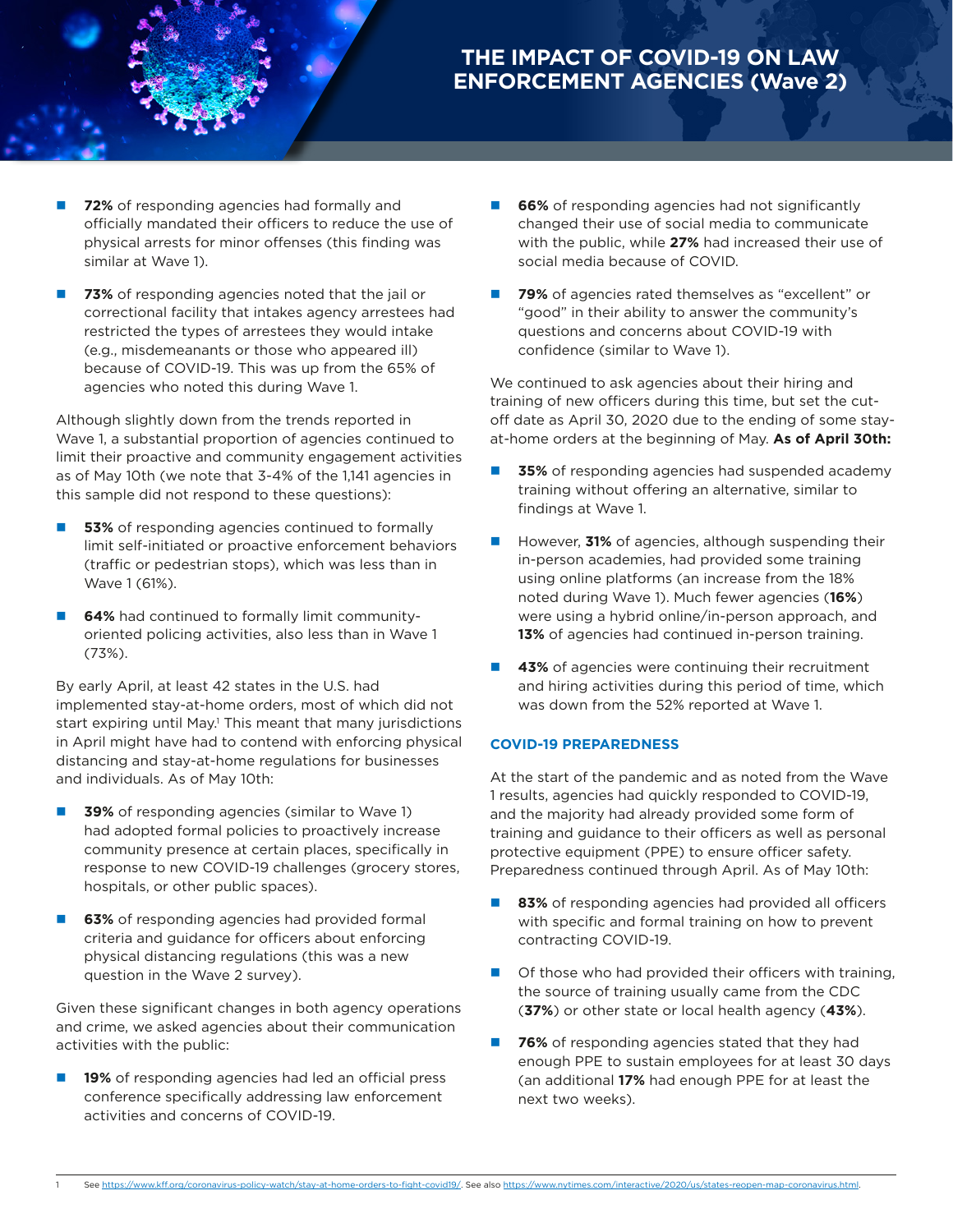# THE IMPACT OF COVID-19 ON LAW ENFORCEMENT AGENCIES (Wave 2)

- **72%** of responding agencies had formally and officially mandated their officers to reduce the use of physical arrests for minor offenses (this finding was similar at Wave 1).
- **73%** of responding agencies noted that the jail or correctional facility that intakes agency arrestees had restricted the types of arrestees they would intake (e.g., misdemeanants or those who appeared ill) because of COVID-19. This was up from the 65% of agencies who noted this during Wave 1.

Although slightly down from the trends reported in Wave 1, a substantial proportion of agencies continued to limit their proactive and community engagement activities as of May 10th (we note that 3-4% of the 1,141 agencies in this sample did not respond to these questions):

- **53%** of responding agencies continued to formally limit self-initiated or proactive enforcement behaviors (traffic or pedestrian stops), which was less than in Wave 1 (61%).
- **64%** had continued to formally limit community-oriented policing activities, also less than in Wave 1 (73%).

By early April, at least 42 states in the U.S. had implemented stay-at-home orders, most of which did not start expiring until May.[1] This meant that many jurisdictions in April might have had to contend with enforcing physical distancing and stay-at-home regulations for businesses and individuals. As of May 10th:

- **39%** of responding agencies (similar to Wave 1) had adopted formal policies to proactively increase community presence at certain places, specifically in response to new COVID-19 challenges (grocery stores, hospitals, or other public spaces).
- **63%** of responding agencies had provided formal criteria and guidance for officers about enforcing physical distancing regulations (this was a new question in the Wave 2 survey).

Given these significant changes in both agency operations and crime, we asked agencies about their communication activities with the public:

- **19%** of responding agencies had led an official press conference specifically addressing law enforcement activities and concerns of COVID-19.
- **66%** of responding agencies had not significantly changed their use of social media to communicate with the public, while **27%** had increased their use of social media because of COVID.
- **79%** of agencies rated themselves as "excellent" or "good" in their ability to answer the community's questions and concerns about COVID-19 with confidence (similar to Wave 1).

We continued to ask agencies about their hiring and training of new officers during this time, but set the cut-off date as April 30, 2020 due to the ending of some stay-at-home orders at the beginning of May. **As of April 30th:**

- **35%** of responding agencies had suspended academy training without offering an alternative, similar to findings at Wave 1.
- However, **31%** of agencies, although suspending their in-person academies, had provided some training using online platforms (an increase from the 18% noted during Wave 1). Much fewer agencies (**16%**) were using a hybrid online/in-person approach, and **13%** of agencies had continued in-person training.
- **43%** of agencies were continuing their recruitment and hiring activities during this period of time, which was down from the 52% reported at Wave 1.

### COVID-19 PREPAREDNESS

At the start of the pandemic and as noted from the Wave 1 results, agencies had quickly responded to COVID-19, and the majority had already provided some form of training and guidance to their officers as well as personal protective equipment (PPE) to ensure officer safety. Preparedness continued through April. As of May 10th:

- **83%** of responding agencies had provided all officers with specific and formal training on how to prevent contracting COVID-19.
- Of those who had provided their officers with training, the source of training usually came from the CDC (**37%**) or other state or local health agency (**43%**).
- **76%** of responding agencies stated that they had enough PPE to sustain employees for at least 30 days (an additional **17%** had enough PPE for at least the next two weeks).

---

1 See https://www.kff.org/coronavirus-policy-watch/stay-at-home-orders-to-fight-covid19/. See also https://www.nytimes.com/interactive/2020/us/states-reopen-map-coronavirus.html.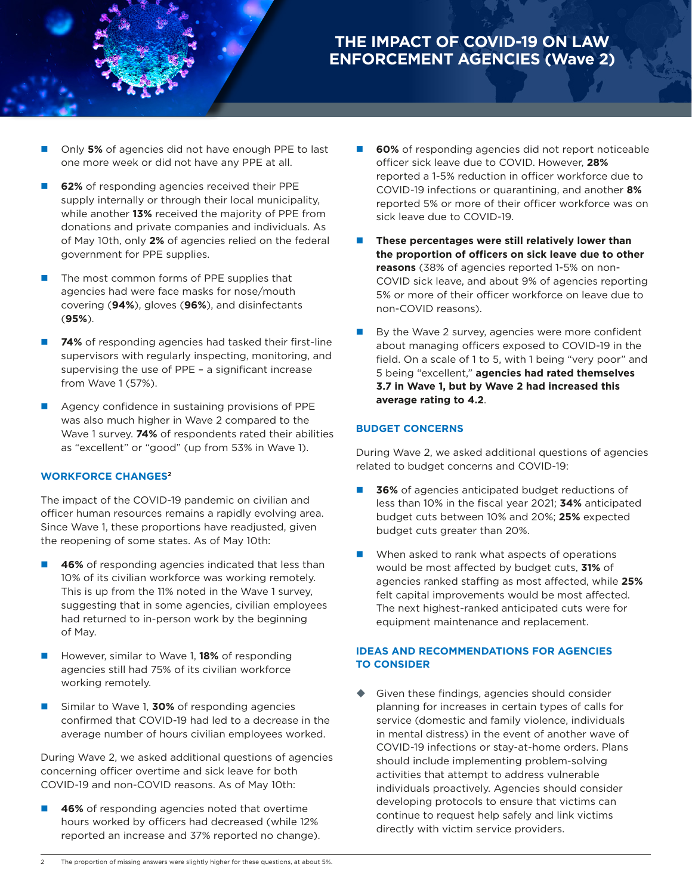# THE IMPACT OF COVID-19 ON LAW ENFORCEMENT AGENCIES (Wave 2)

- Only **5%** of agencies did not have enough PPE to last one more week or did not have any PPE at all.
- **62%** of responding agencies received their PPE supply internally or through their local municipality, while another **13%** received the majority of PPE from donations and private companies and individuals. As of May 10th, only **2%** of agencies relied on the federal government for PPE supplies.
- The most common forms of PPE supplies that agencies had were face masks for nose/mouth covering (**94%**), gloves (**96%**), and disinfectants (**95%**).
- **74%** of responding agencies had tasked their first-line supervisors with regularly inspecting, monitoring, and supervising the use of PPE – a significant increase from Wave 1 (57%).
- Agency confidence in sustaining provisions of PPE was also much higher in Wave 2 compared to the Wave 1 survey. **74%** of respondents rated their abilities as "excellent" or "good" (up from 53% in Wave 1).

## WORKFORCE CHANGES[2]

The impact of the COVID-19 pandemic on civilian and officer human resources remains a rapidly evolving area. Since Wave 1, these proportions have readjusted, given the reopening of some states. As of May 10th:

- **46%** of responding agencies indicated that less than 10% of its civilian workforce was working remotely. This is up from the 11% noted in the Wave 1 survey, suggesting that in some agencies, civilian employees had returned to in-person work by the beginning of May.
- However, similar to Wave 1, **18%** of responding agencies still had 75% of its civilian workforce working remotely.
- Similar to Wave 1, **30%** of responding agencies confirmed that COVID-19 had led to a decrease in the average number of hours civilian employees worked.

During Wave 2, we asked additional questions of agencies concerning officer overtime and sick leave for both COVID-19 and non-COVID reasons. As of May 10th:

- **46%** of responding agencies noted that overtime hours worked by officers had decreased (while 12% reported an increase and 37% reported no change).
- **60%** of responding agencies did not report noticeable officer sick leave due to COVID. However, **28%** reported a 1-5% reduction in officer workforce due to COVID-19 infections or quarantining, and another **8%** reported 5% or more of their officer workforce was on sick leave due to COVID-19.
- **These percentages were still relatively lower than the proportion of officers on sick leave due to other reasons** (38% of agencies reported 1-5% on non-COVID sick leave, and about 9% of agencies reporting 5% or more of their officer workforce on leave due to non-COVID reasons).
- By the Wave 2 survey, agencies were more confident about managing officers exposed to COVID-19 in the field. On a scale of 1 to 5, with 1 being "very poor" and 5 being "excellent," **agencies had rated themselves 3.7 in Wave 1, but by Wave 2 had increased this average rating to 4.2**.

## BUDGET CONCERNS

During Wave 2, we asked additional questions of agencies related to budget concerns and COVID-19:

- **36%** of agencies anticipated budget reductions of less than 10% in the fiscal year 2021; **34%** anticipated budget cuts between 10% and 20%; **25%** expected budget cuts greater than 20%.
- When asked to rank what aspects of operations would be most affected by budget cuts, **31%** of agencies ranked staffing as most affected, while **25%** felt capital improvements would be most affected. The next highest-ranked anticipated cuts were for equipment maintenance and replacement.

## IDEAS AND RECOMMENDATIONS FOR AGENCIES TO CONSIDER

- Given these findings, agencies should consider planning for increases in certain types of calls for service (domestic and family violence, individuals in mental distress) in the event of another wave of COVID-19 infections or stay-at-home orders. Plans should include implementing problem-solving activities that attempt to address vulnerable individuals proactively. Agencies should consider developing protocols to ensure that victims can continue to request help safely and link victims directly with victim service providers.

---

2 The proportion of missing answers were slightly higher for these questions, at about 5%.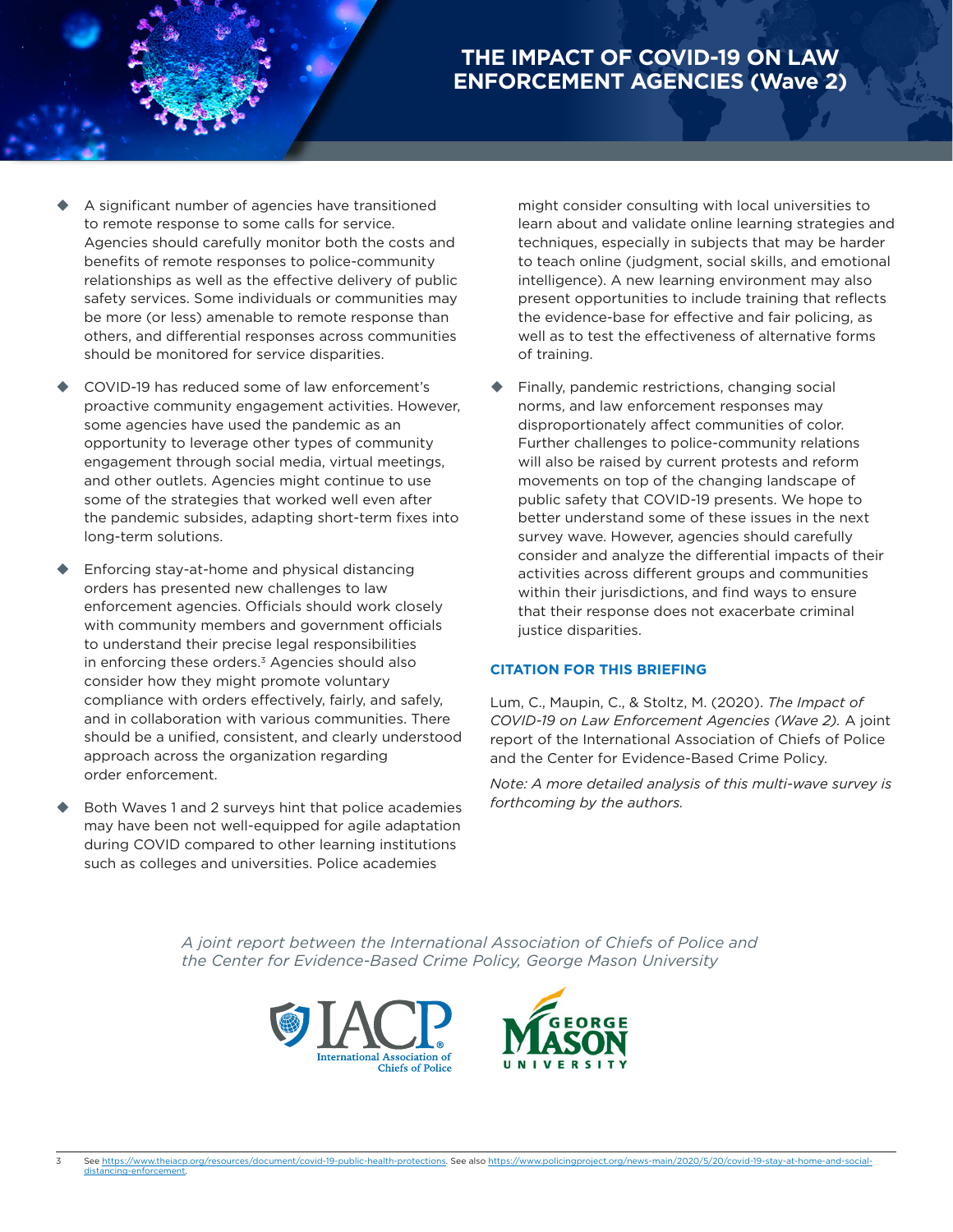- A significant number of agencies have transitioned to remote response to some calls for service. Agencies should carefully monitor both the costs and benefits of remote responses to police-community relationships as well as the effective delivery of public safety services. Some individuals or communities may be more (or less) amenable to remote response than others, and differential responses across communities should be monitored for service disparities.

- COVID-19 has reduced some of law enforcement's proactive community engagement activities. However, some agencies have used the pandemic as an opportunity to leverage other types of community engagement through social media, virtual meetings, and other outlets. Agencies might continue to use some of the strategies that worked well even after the pandemic subsides, adapting short-term fixes into long-term solutions.

- Enforcing stay-at-home and physical distancing orders has presented new challenges to law enforcement agencies. Officials should work closely with community members and government officials to understand their precise legal responsibilities in enforcing these orders.[3] Agencies should also consider how they might promote voluntary compliance with orders effectively, fairly, and safely, and in collaboration with various communities. There should be a unified, consistent, and clearly understood approach across the organization regarding order enforcement.

- Both Waves 1 and 2 surveys hint that police academies may have been not well-equipped for agile adaptation during COVID compared to other learning institutions such as colleges and universities. Police academies might consider consulting with local universities to learn about and validate online learning strategies and techniques, especially in subjects that may be harder to teach online (judgment, social skills, and emotional intelligence). A new learning environment may also present opportunities to include training that reflects the evidence-base for effective and fair policing, as well as to test the effectiveness of alternative forms of training.

- Finally, pandemic restrictions, changing social norms, and law enforcement responses may disproportionately affect communities of color. Further challenges to police-community relations will also be raised by current protests and reform movements on top of the changing landscape of public safety that COVID-19 presents. We hope to better understand some of these issues in the next survey wave. However, agencies should carefully consider and analyze the differential impacts of their activities across different groups and communities within their jurisdictions, and find ways to ensure that their response does not exacerbate criminal justice disparities.

## CITATION FOR THIS BRIEFING

Lum, C., Maupin, C., & Stoltz, M. (2020). *The Impact of COVID-19 on Law Enforcement Agencies (Wave 2).* A joint report of the International Association of Chiefs of Police and the Center for Evidence-Based Crime Policy.

*Note: A more detailed analysis of this multi-wave survey is forthcoming by the authors.*

*A joint report between the International Association of Chiefs of Police and the Center for Evidence-Based Crime Policy, George Mason University*

IACP International Association of Chiefs of Police

George Mason University

---

[3] See https://www.theiacp.org/resources/document/covid-19-public-health-protections. See also https://www.policingproject.org/news-main/2020/5/20/covid-19-stay-at-home-and-social-distancing-enforcement.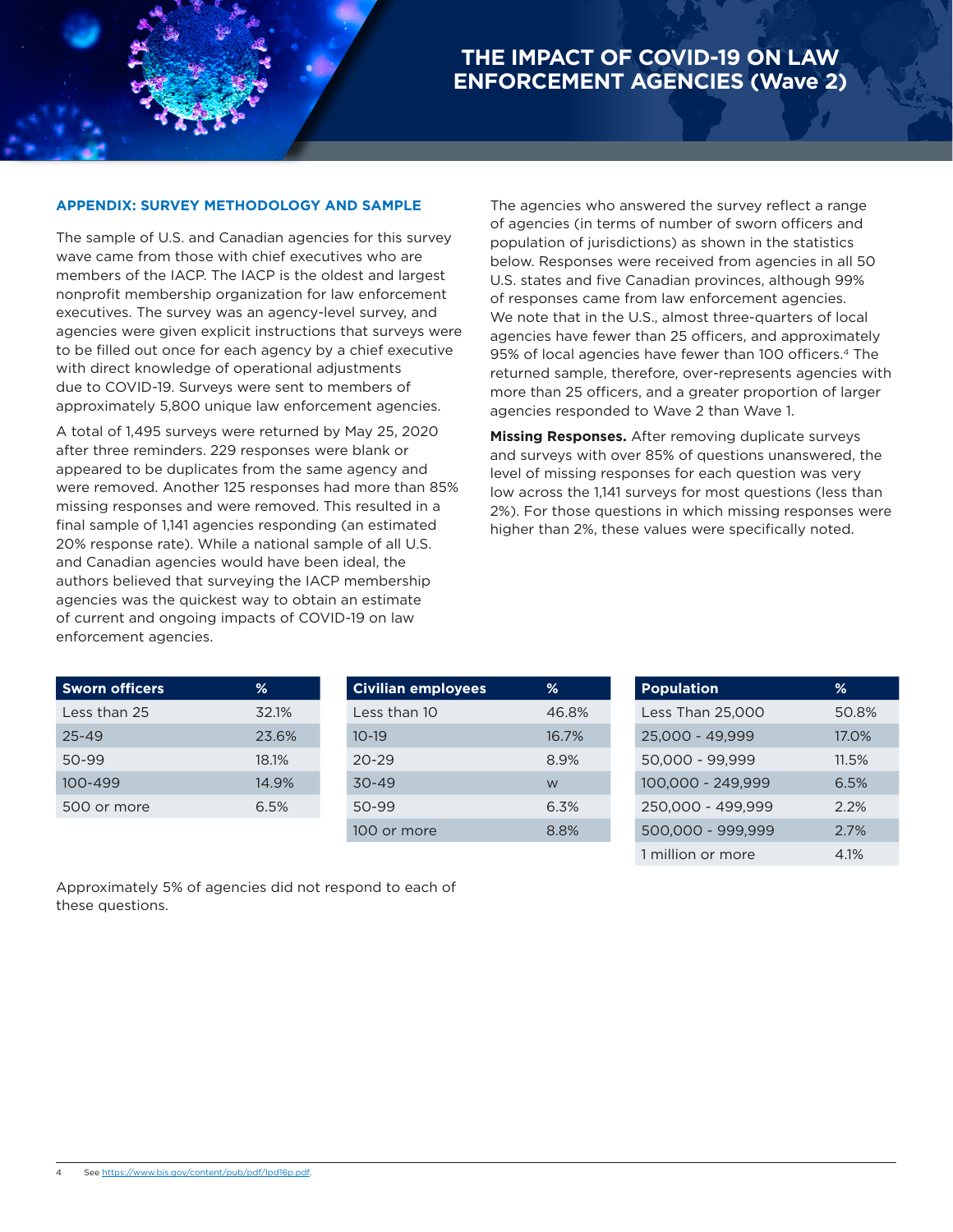## APPENDIX: SURVEY METHODOLOGY AND SAMPLE

The sample of U.S. and Canadian agencies for this survey wave came from those with chief executives who are members of the IACP. The IACP is the oldest and largest nonprofit membership organization for law enforcement executives. The survey was an agency-level survey, and agencies were given explicit instructions that surveys were to be filled out once for each agency by a chief executive with direct knowledge of operational adjustments due to COVID-19. Surveys were sent to members of approximately 5,800 unique law enforcement agencies.

A total of 1,495 surveys were returned by May 25, 2020 after three reminders. 229 responses were blank or appeared to be duplicates from the same agency and were removed. Another 125 responses had more than 85% missing responses and were removed. This resulted in a final sample of 1,141 agencies responding (an estimated 20% response rate). While a national sample of all U.S. and Canadian agencies would have been ideal, the authors believed that surveying the IACP membership agencies was the quickest way to obtain an estimate of current and ongoing impacts of COVID-19 on law enforcement agencies.

The agencies who answered the survey reflect a range of agencies (in terms of number of sworn officers and population of jurisdictions) as shown in the statistics below. Responses were received from agencies in all 50 U.S. states and five Canadian provinces, although 99% of responses came from law enforcement agencies. We note that in the U.S., almost three-quarters of local agencies have fewer than 25 officers, and approximately 95% of local agencies have fewer than 100 officers.[4] The returned sample, therefore, over-represents agencies with more than 25 officers, and a greater proportion of larger agencies responded to Wave 2 than Wave 1.

**Missing Responses.** After removing duplicate surveys and surveys with over 85% of questions unanswered, the level of missing responses for each question was very low across the 1,141 surveys for most questions (less than 2%). For those questions in which missing responses were higher than 2%, these values were specifically noted.

| Sworn officers | % |
|---|---|
| Less than 25 | 32.1% |
| 25-49 | 23.6% |
| 50-99 | 18.1% |
| 100-499 | 14.9% |
| 500 or more | 6.5% |

| Civilian employees | % |
|---|---|
| Less than 10 | 46.8% |
| 10-19 | 16.7% |
| 20-29 | 8.9% |
| 30-49 | w |
| 50-99 | 6.3% |
| 100 or more | 8.8% |

| Population | % |
|---|---|
| Less Than 25,000 | 50.8% |
| 25,000 - 49,999 | 17.0% |
| 50,000 - 99,999 | 11.5% |
| 100,000 - 249,999 | 6.5% |
| 250,000 - 499,999 | 2.2% |
| 500,000 - 999,999 | 2.7% |
| 1 million or more | 4.1% |

Approximately 5% of agencies did not respond to each of these questions.

4 See https://www.bjs.gov/content/pub/pdf/lpd16p.pdf.